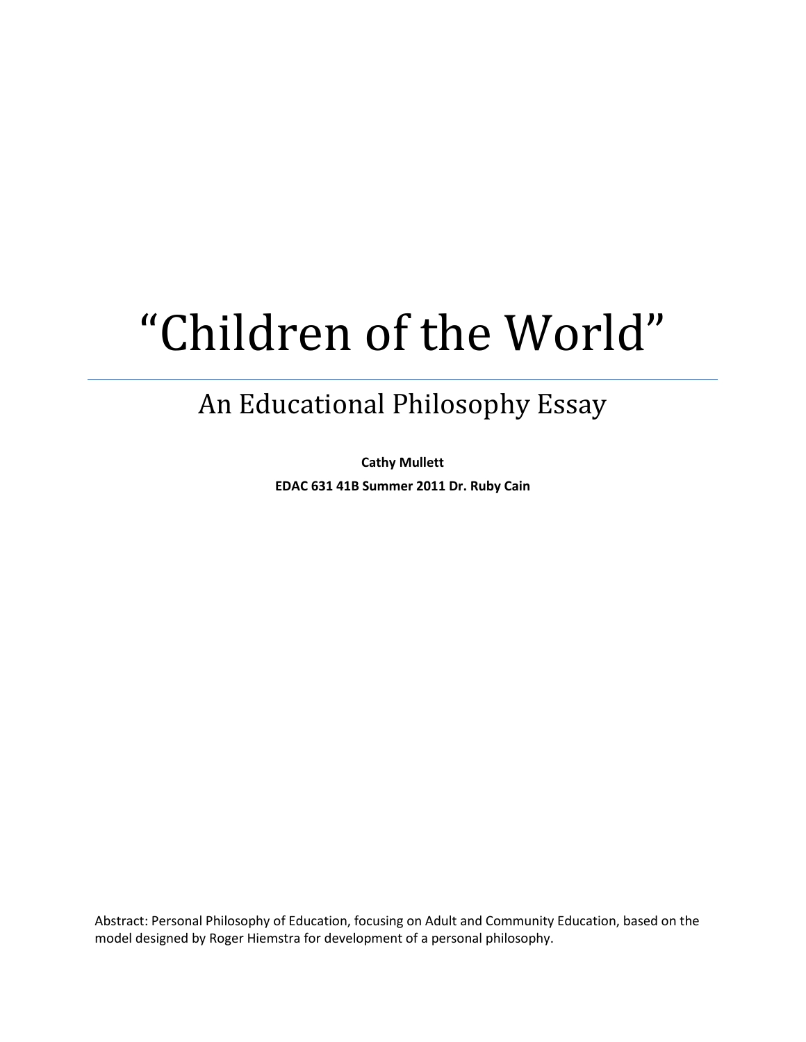# “Children of the World”

## An Educational Philosophy Essay

**Cathy Mullett**

**EDAC 631 41B Summer 2011 Dr. Ruby Cain**

Abstract: Personal Philosophy of Education, focusing on Adult and Community Education, based on the model designed by Roger Hiemstra for development of a personal philosophy.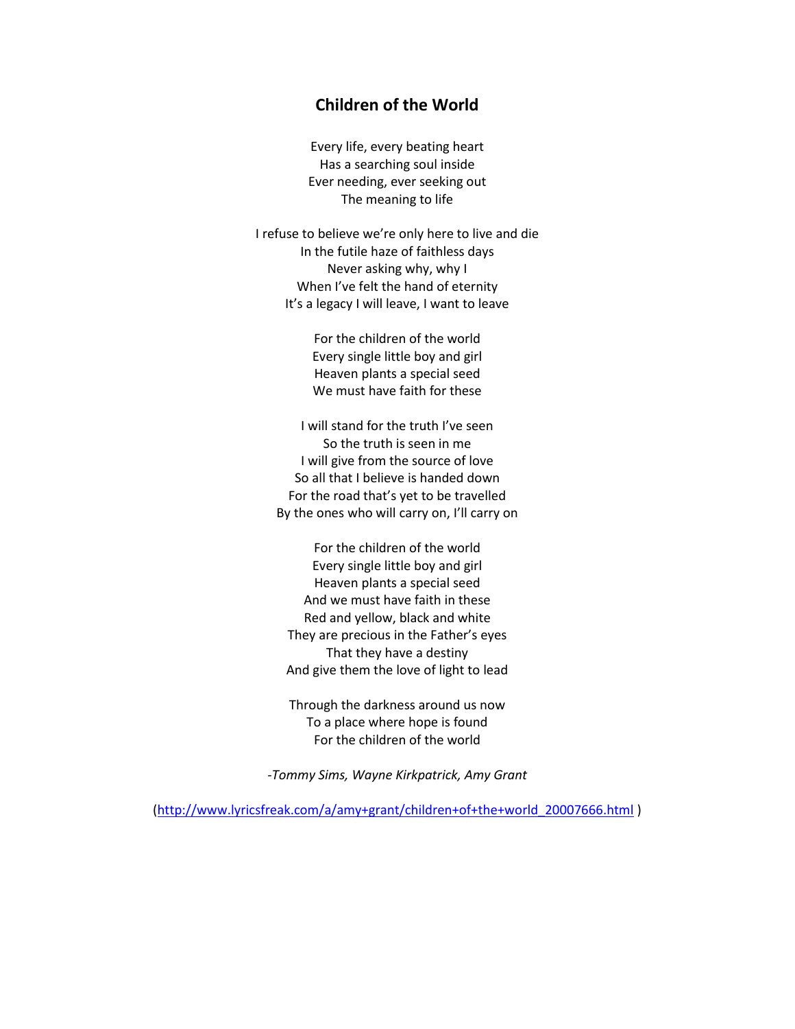## Children of the World

Every life, every beating heart
Has a searching soul inside
Ever needing, ever seeking out
The meaning to life

I refuse to believe we're only here to live and die
In the futile haze of faithless days
Never asking why, why I
When I've felt the hand of eternity
It's a legacy I will leave, I want to leave

For the children of the world
Every single little boy and girl
Heaven plants a special seed
We must have faith for these

I will stand for the truth I've seen
So the truth is seen in me
I will give from the source of love
So all that I believe is handed down
For the road that's yet to be travelled
By the ones who will carry on, I'll carry on

For the children of the world
Every single little boy and girl
Heaven plants a special seed
And we must have faith in these
Red and yellow, black and white
They are precious in the Father's eyes
That they have a destiny
And give them the love of light to lead

Through the darkness around us now
To a place where hope is found
For the children of the world

*-Tommy Sims, Wayne Kirkpatrick, Amy Grant*

(http://www.lyricsfreak.com/a/amy+grant/children+of+the+world_20007666.html )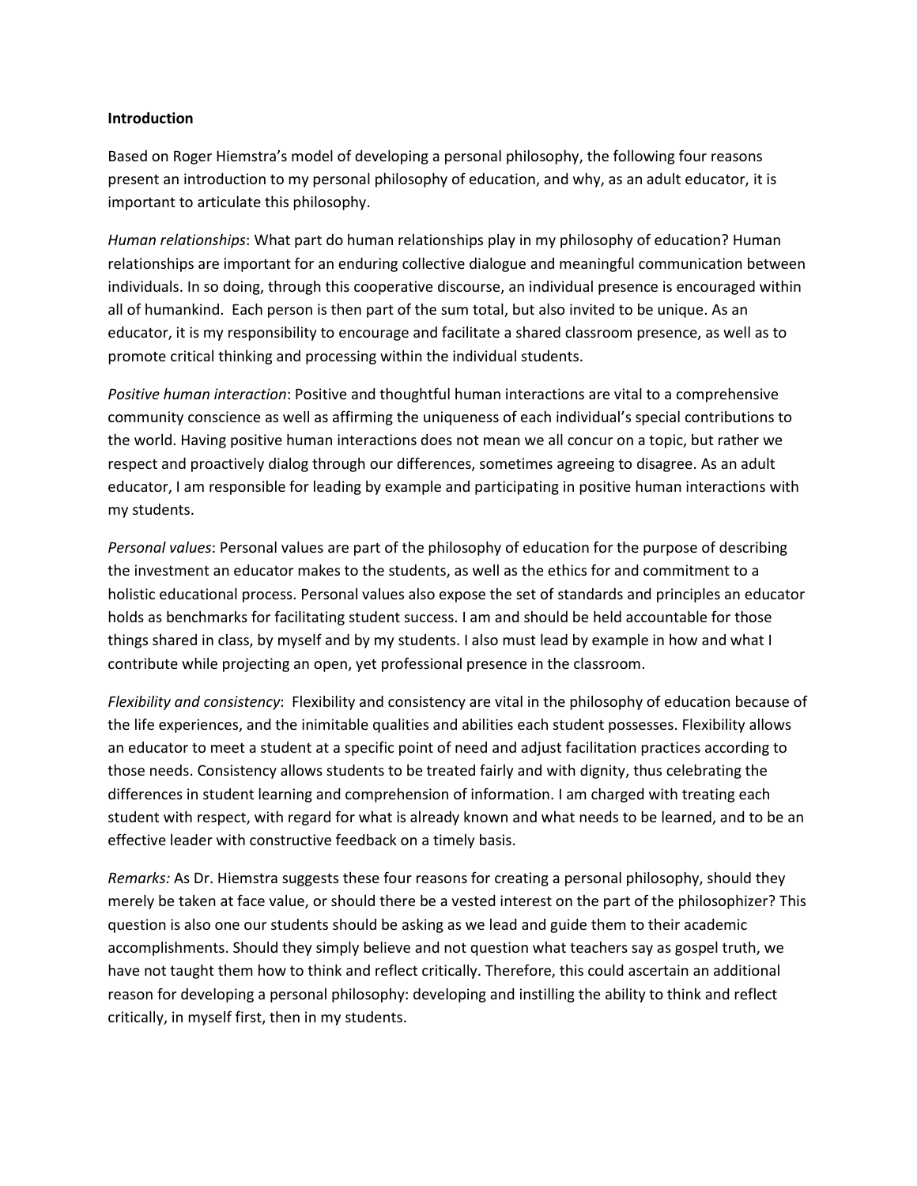**Introduction**

Based on Roger Hiemstra's model of developing a personal philosophy, the following four reasons present an introduction to my personal philosophy of education, and why, as an adult educator, it is important to articulate this philosophy.

*Human relationships*: What part do human relationships play in my philosophy of education? Human relationships are important for an enduring collective dialogue and meaningful communication between individuals. In so doing, through this cooperative discourse, an individual presence is encouraged within all of humankind. Each person is then part of the sum total, but also invited to be unique. As an educator, it is my responsibility to encourage and facilitate a shared classroom presence, as well as to promote critical thinking and processing within the individual students.

*Positive human interaction*: Positive and thoughtful human interactions are vital to a comprehensive community conscience as well as affirming the uniqueness of each individual's special contributions to the world. Having positive human interactions does not mean we all concur on a topic, but rather we respect and proactively dialog through our differences, sometimes agreeing to disagree. As an adult educator, I am responsible for leading by example and participating in positive human interactions with my students.

*Personal values*: Personal values are part of the philosophy of education for the purpose of describing the investment an educator makes to the students, as well as the ethics for and commitment to a holistic educational process. Personal values also expose the set of standards and principles an educator holds as benchmarks for facilitating student success. I am and should be held accountable for those things shared in class, by myself and by my students. I also must lead by example in how and what I contribute while projecting an open, yet professional presence in the classroom.

*Flexibility and consistency*: Flexibility and consistency are vital in the philosophy of education because of the life experiences, and the inimitable qualities and abilities each student possesses. Flexibility allows an educator to meet a student at a specific point of need and adjust facilitation practices according to those needs. Consistency allows students to be treated fairly and with dignity, thus celebrating the differences in student learning and comprehension of information. I am charged with treating each student with respect, with regard for what is already known and what needs to be learned, and to be an effective leader with constructive feedback on a timely basis.

*Remarks:* As Dr. Hiemstra suggests these four reasons for creating a personal philosophy, should they merely be taken at face value, or should there be a vested interest on the part of the philosophizer? This question is also one our students should be asking as we lead and guide them to their academic accomplishments. Should they simply believe and not question what teachers say as gospel truth, we have not taught them how to think and reflect critically. Therefore, this could ascertain an additional reason for developing a personal philosophy: developing and instilling the ability to think and reflect critically, in myself first, then in my students.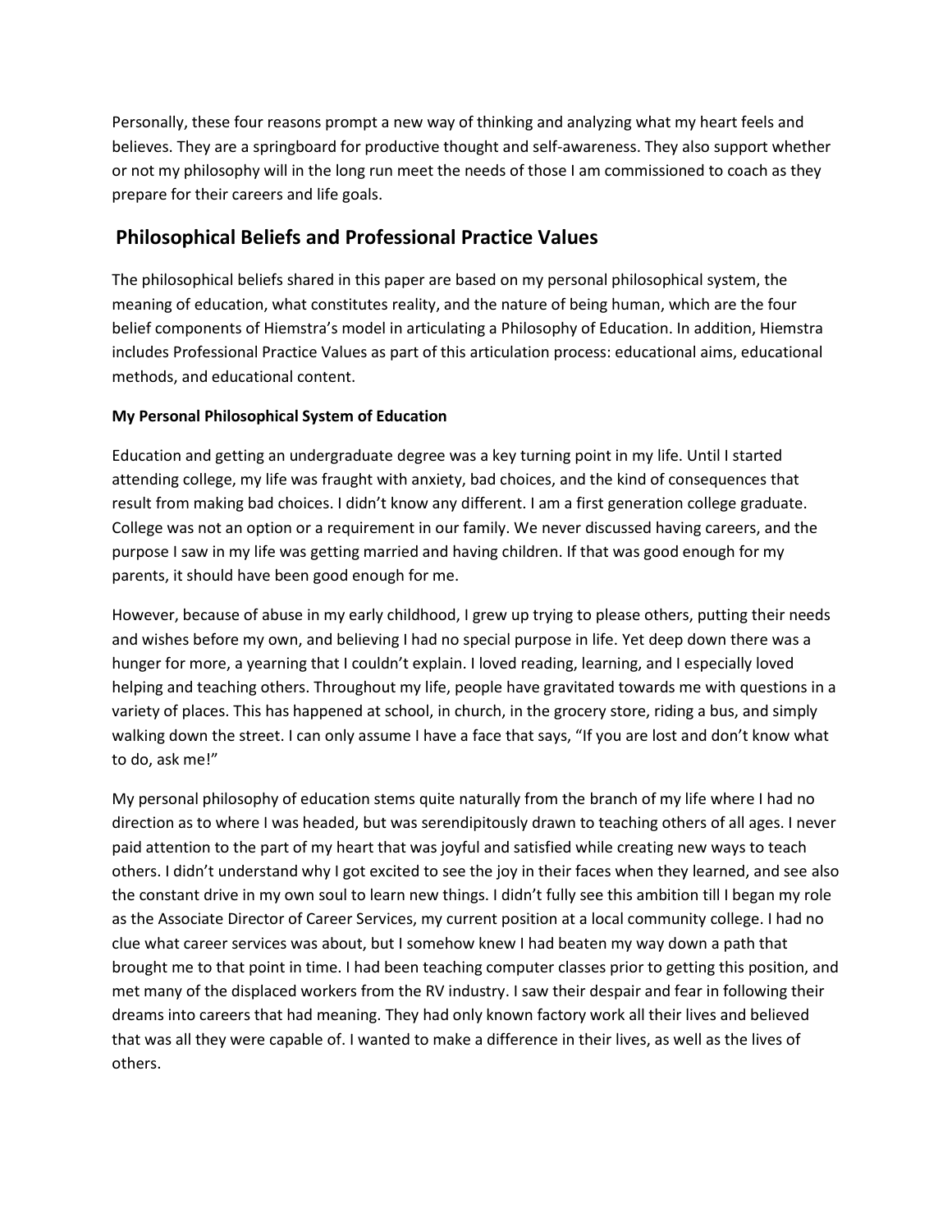Personally, these four reasons prompt a new way of thinking and analyzing what my heart feels and believes. They are a springboard for productive thought and self-awareness. They also support whether or not my philosophy will in the long run meet the needs of those I am commissioned to coach as they prepare for their careers and life goals.

## Philosophical Beliefs and Professional Practice Values

The philosophical beliefs shared in this paper are based on my personal philosophical system, the meaning of education, what constitutes reality, and the nature of being human, which are the four belief components of Hiemstra's model in articulating a Philosophy of Education. In addition, Hiemstra includes Professional Practice Values as part of this articulation process: educational aims, educational methods, and educational content.

### My Personal Philosophical System of Education

Education and getting an undergraduate degree was a key turning point in my life. Until I started attending college, my life was fraught with anxiety, bad choices, and the kind of consequences that result from making bad choices. I didn't know any different. I am a first generation college graduate. College was not an option or a requirement in our family. We never discussed having careers, and the purpose I saw in my life was getting married and having children. If that was good enough for my parents, it should have been good enough for me.

However, because of abuse in my early childhood, I grew up trying to please others, putting their needs and wishes before my own, and believing I had no special purpose in life. Yet deep down there was a hunger for more, a yearning that I couldn't explain. I loved reading, learning, and I especially loved helping and teaching others. Throughout my life, people have gravitated towards me with questions in a variety of places. This has happened at school, in church, in the grocery store, riding a bus, and simply walking down the street. I can only assume I have a face that says, "If you are lost and don't know what to do, ask me!"

My personal philosophy of education stems quite naturally from the branch of my life where I had no direction as to where I was headed, but was serendipitously drawn to teaching others of all ages. I never paid attention to the part of my heart that was joyful and satisfied while creating new ways to teach others. I didn't understand why I got excited to see the joy in their faces when they learned, and see also the constant drive in my own soul to learn new things. I didn't fully see this ambition till I began my role as the Associate Director of Career Services, my current position at a local community college. I had no clue what career services was about, but I somehow knew I had beaten my way down a path that brought me to that point in time. I had been teaching computer classes prior to getting this position, and met many of the displaced workers from the RV industry. I saw their despair and fear in following their dreams into careers that had meaning. They had only known factory work all their lives and believed that was all they were capable of. I wanted to make a difference in their lives, as well as the lives of others.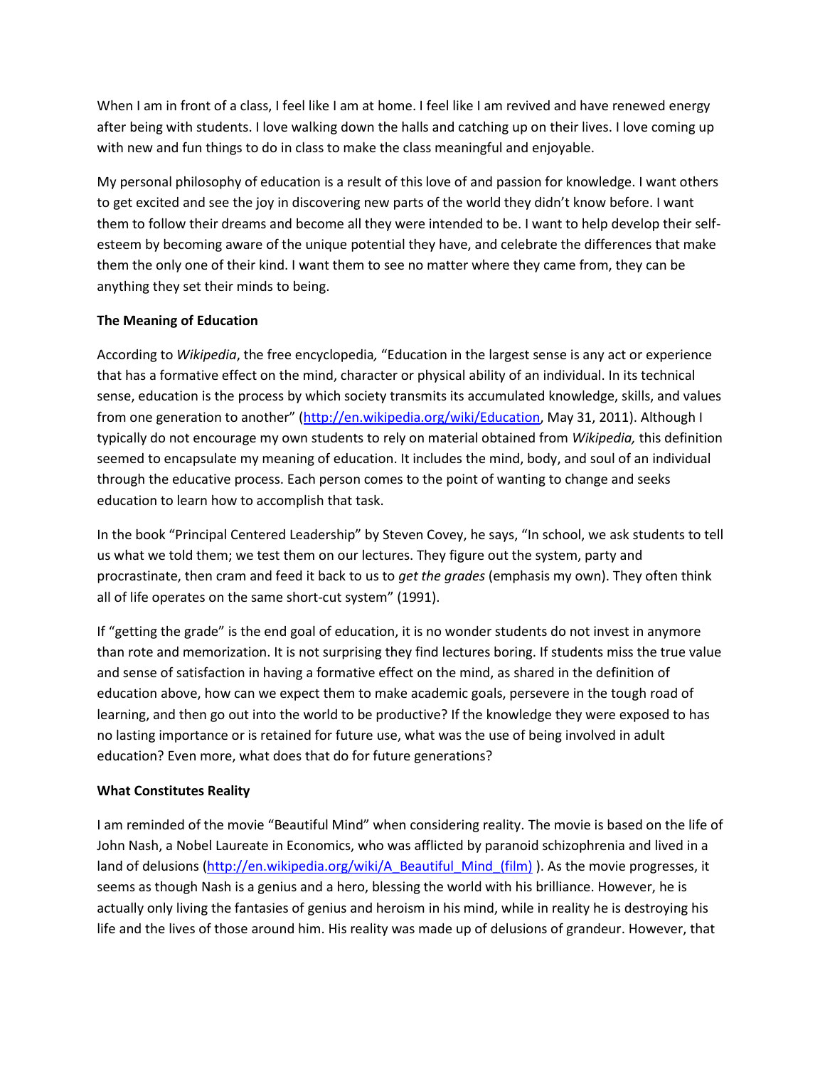When I am in front of a class, I feel like I am at home. I feel like I am revived and have renewed energy after being with students. I love walking down the halls and catching up on their lives. I love coming up with new and fun things to do in class to make the class meaningful and enjoyable.

My personal philosophy of education is a result of this love of and passion for knowledge. I want others to get excited and see the joy in discovering new parts of the world they didn't know before. I want them to follow their dreams and become all they were intended to be. I want to help develop their self-esteem by becoming aware of the unique potential they have, and celebrate the differences that make them the only one of their kind. I want them to see no matter where they came from, they can be anything they set their minds to being.

**The Meaning of Education**

According to *Wikipedia*, the free encyclopedia*,* "Education in the largest sense is any act or experience that has a formative effect on the mind, character or physical ability of an individual. In its technical sense, education is the process by which society transmits its accumulated knowledge, skills, and values from one generation to another" (http://en.wikipedia.org/wiki/Education, May 31, 2011). Although I typically do not encourage my own students to rely on material obtained from *Wikipedia,* this definition seemed to encapsulate my meaning of education. It includes the mind, body, and soul of an individual through the educative process. Each person comes to the point of wanting to change and seeks education to learn how to accomplish that task.

In the book "Principal Centered Leadership" by Steven Covey, he says, "In school, we ask students to tell us what we told them; we test them on our lectures. They figure out the system, party and procrastinate, then cram and feed it back to us to *get the grades* (emphasis my own). They often think all of life operates on the same short-cut system" (1991).

If "getting the grade" is the end goal of education, it is no wonder students do not invest in anymore than rote and memorization. It is not surprising they find lectures boring. If students miss the true value and sense of satisfaction in having a formative effect on the mind, as shared in the definition of education above, how can we expect them to make academic goals, persevere in the tough road of learning, and then go out into the world to be productive? If the knowledge they were exposed to has no lasting importance or is retained for future use, what was the use of being involved in adult education? Even more, what does that do for future generations?

**What Constitutes Reality**

I am reminded of the movie "Beautiful Mind" when considering reality. The movie is based on the life of John Nash, a Nobel Laureate in Economics, who was afflicted by paranoid schizophrenia and lived in a land of delusions (http://en.wikipedia.org/wiki/A_Beautiful_Mind_(film) ). As the movie progresses, it seems as though Nash is a genius and a hero, blessing the world with his brilliance. However, he is actually only living the fantasies of genius and heroism in his mind, while in reality he is destroying his life and the lives of those around him. His reality was made up of delusions of grandeur. However, that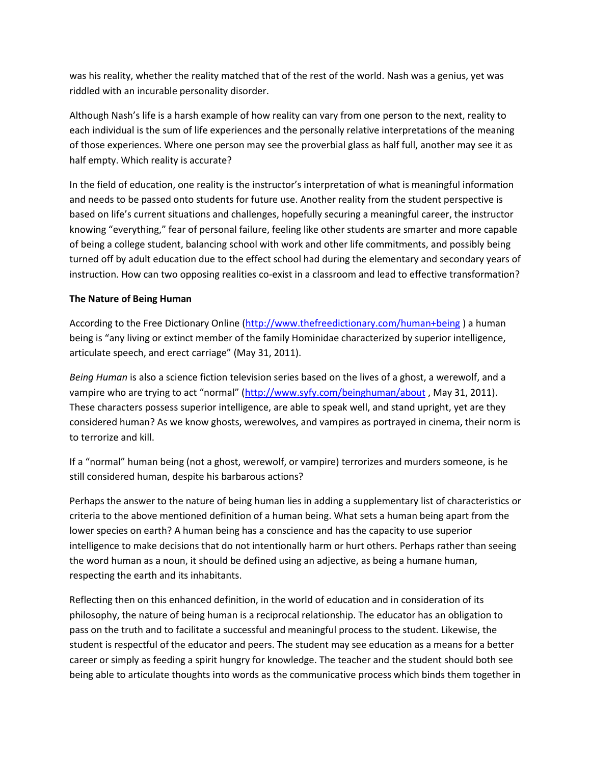was his reality, whether the reality matched that of the rest of the world. Nash was a genius, yet was riddled with an incurable personality disorder.

Although Nash's life is a harsh example of how reality can vary from one person to the next, reality to each individual is the sum of life experiences and the personally relative interpretations of the meaning of those experiences. Where one person may see the proverbial glass as half full, another may see it as half empty. Which reality is accurate?

In the field of education, one reality is the instructor's interpretation of what is meaningful information and needs to be passed onto students for future use. Another reality from the student perspective is based on life's current situations and challenges, hopefully securing a meaningful career, the instructor knowing "everything," fear of personal failure, feeling like other students are smarter and more capable of being a college student, balancing school with work and other life commitments, and possibly being turned off by adult education due to the effect school had during the elementary and secondary years of instruction. How can two opposing realities co-exist in a classroom and lead to effective transformation?

**The Nature of Being Human**

According to the Free Dictionary Online (http://www.thefreedictionary.com/human+being ) a human being is "any living or extinct member of the family Hominidae characterized by superior intelligence, articulate speech, and erect carriage" (May 31, 2011).

*Being Human* is also a science fiction television series based on the lives of a ghost, a werewolf, and a vampire who are trying to act "normal" (http://www.syfy.com/beinghuman/about , May 31, 2011). These characters possess superior intelligence, are able to speak well, and stand upright, yet are they considered human? As we know ghosts, werewolves, and vampires as portrayed in cinema, their norm is to terrorize and kill.

If a "normal" human being (not a ghost, werewolf, or vampire) terrorizes and murders someone, is he still considered human, despite his barbarous actions?

Perhaps the answer to the nature of being human lies in adding a supplementary list of characteristics or criteria to the above mentioned definition of a human being. What sets a human being apart from the lower species on earth? A human being has a conscience and has the capacity to use superior intelligence to make decisions that do not intentionally harm or hurt others. Perhaps rather than seeing the word human as a noun, it should be defined using an adjective, as being a humane human, respecting the earth and its inhabitants.

Reflecting then on this enhanced definition, in the world of education and in consideration of its philosophy, the nature of being human is a reciprocal relationship. The educator has an obligation to pass on the truth and to facilitate a successful and meaningful process to the student. Likewise, the student is respectful of the educator and peers. The student may see education as a means for a better career or simply as feeding a spirit hungry for knowledge. The teacher and the student should both see being able to articulate thoughts into words as the communicative process which binds them together in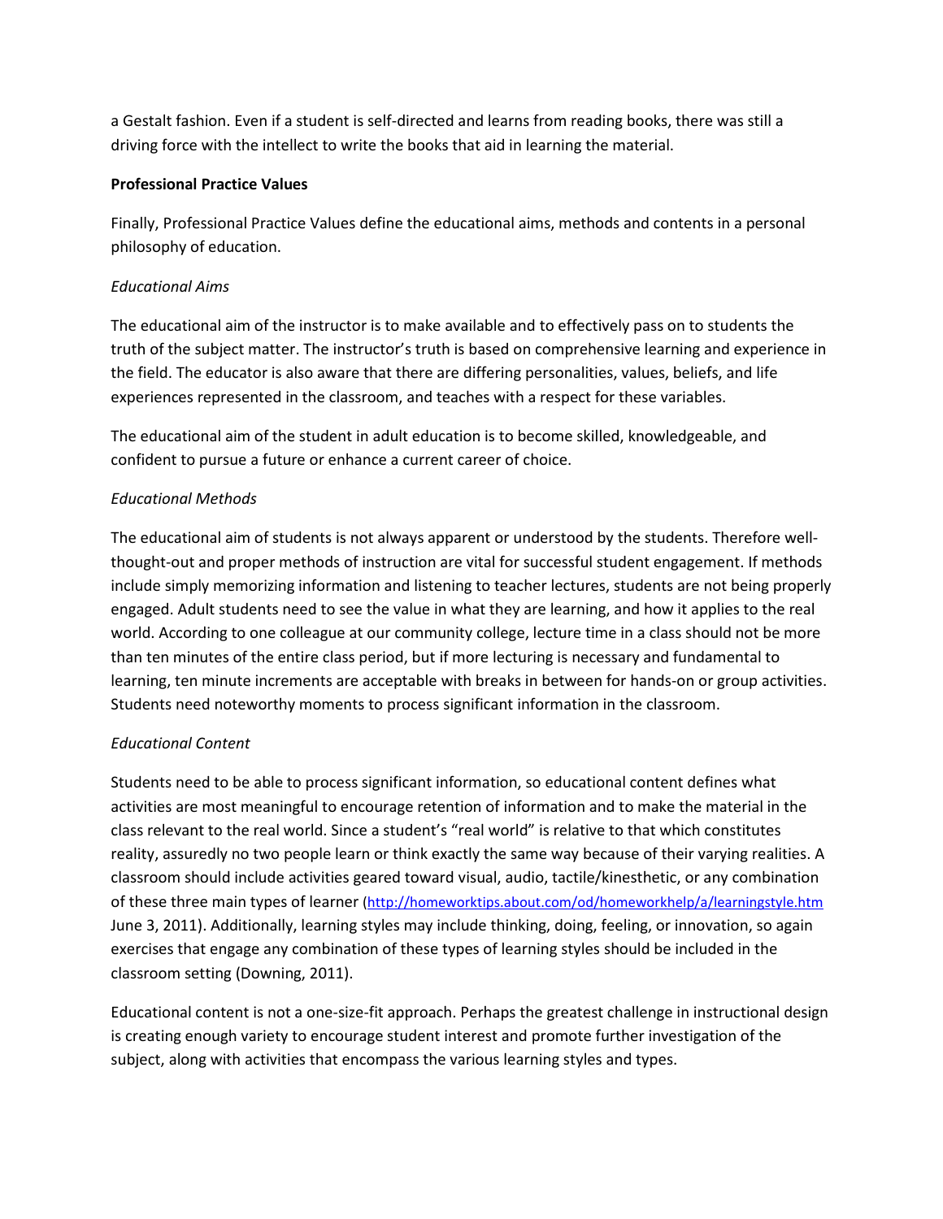a Gestalt fashion. Even if a student is self-directed and learns from reading books, there was still a driving force with the intellect to write the books that aid in learning the material.

**Professional Practice Values**

Finally, Professional Practice Values define the educational aims, methods and contents in a personal philosophy of education.

*Educational Aims*

The educational aim of the instructor is to make available and to effectively pass on to students the truth of the subject matter. The instructor's truth is based on comprehensive learning and experience in the field. The educator is also aware that there are differing personalities, values, beliefs, and life experiences represented in the classroom, and teaches with a respect for these variables.

The educational aim of the student in adult education is to become skilled, knowledgeable, and confident to pursue a future or enhance a current career of choice.

*Educational Methods*

The educational aim of students is not always apparent or understood by the students. Therefore well-thought-out and proper methods of instruction are vital for successful student engagement. If methods include simply memorizing information and listening to teacher lectures, students are not being properly engaged. Adult students need to see the value in what they are learning, and how it applies to the real world. According to one colleague at our community college, lecture time in a class should not be more than ten minutes of the entire class period, but if more lecturing is necessary and fundamental to learning, ten minute increments are acceptable with breaks in between for hands-on or group activities. Students need noteworthy moments to process significant information in the classroom.

*Educational Content*

Students need to be able to process significant information, so educational content defines what activities are most meaningful to encourage retention of information and to make the material in the class relevant to the real world. Since a student's "real world" is relative to that which constitutes reality, assuredly no two people learn or think exactly the same way because of their varying realities. A classroom should include activities geared toward visual, audio, tactile/kinesthetic, or any combination of these three main types of learner (http://homeworktips.about.com/od/homeworkhelp/a/learningstyle.htm June 3, 2011). Additionally, learning styles may include thinking, doing, feeling, or innovation, so again exercises that engage any combination of these types of learning styles should be included in the classroom setting (Downing, 2011).

Educational content is not a one-size-fit approach. Perhaps the greatest challenge in instructional design is creating enough variety to encourage student interest and promote further investigation of the subject, along with activities that encompass the various learning styles and types.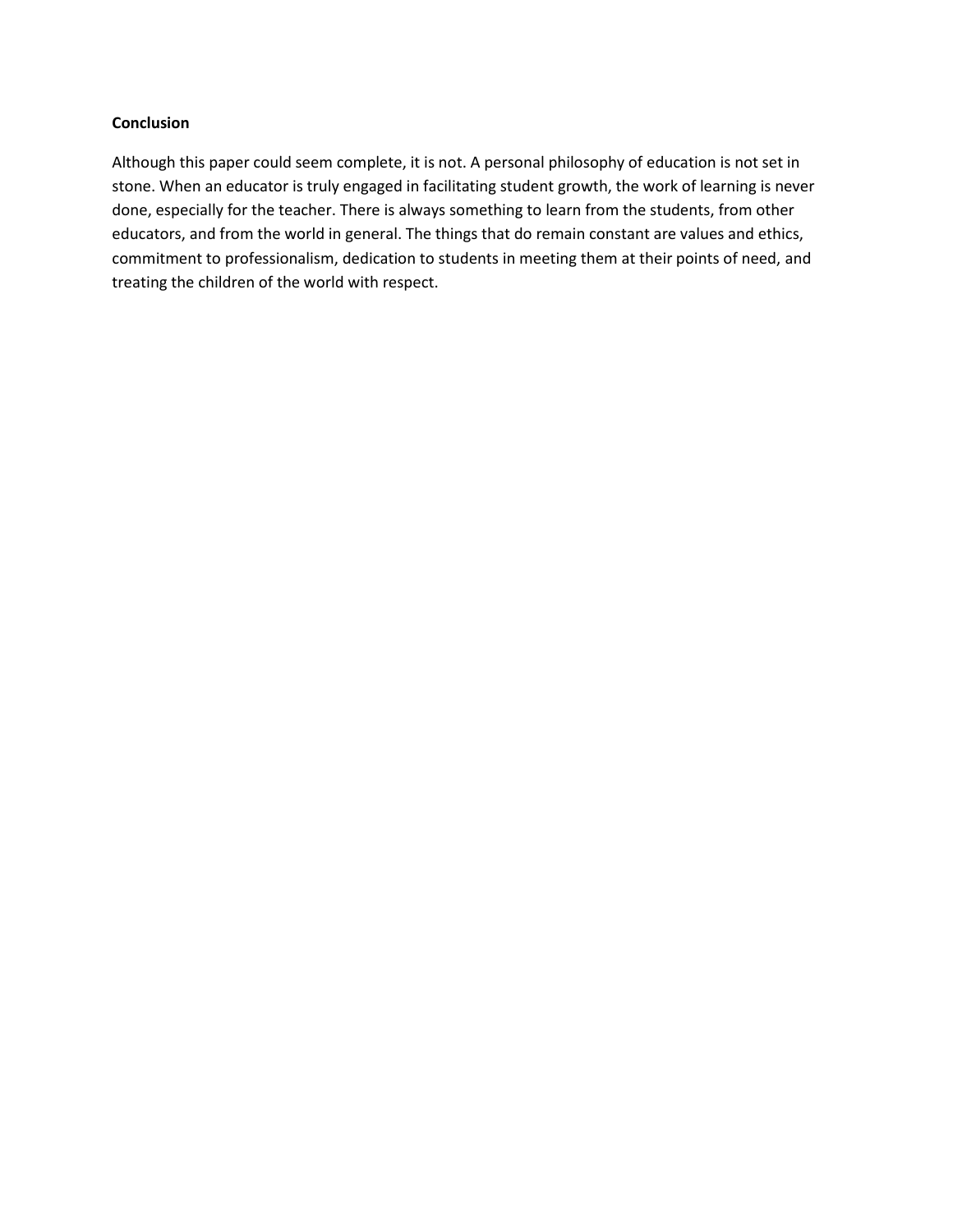## Conclusion

Although this paper could seem complete, it is not. A personal philosophy of education is not set in stone. When an educator is truly engaged in facilitating student growth, the work of learning is never done, especially for the teacher. There is always something to learn from the students, from other educators, and from the world in general. The things that do remain constant are values and ethics, commitment to professionalism, dedication to students in meeting them at their points of need, and treating the children of the world with respect.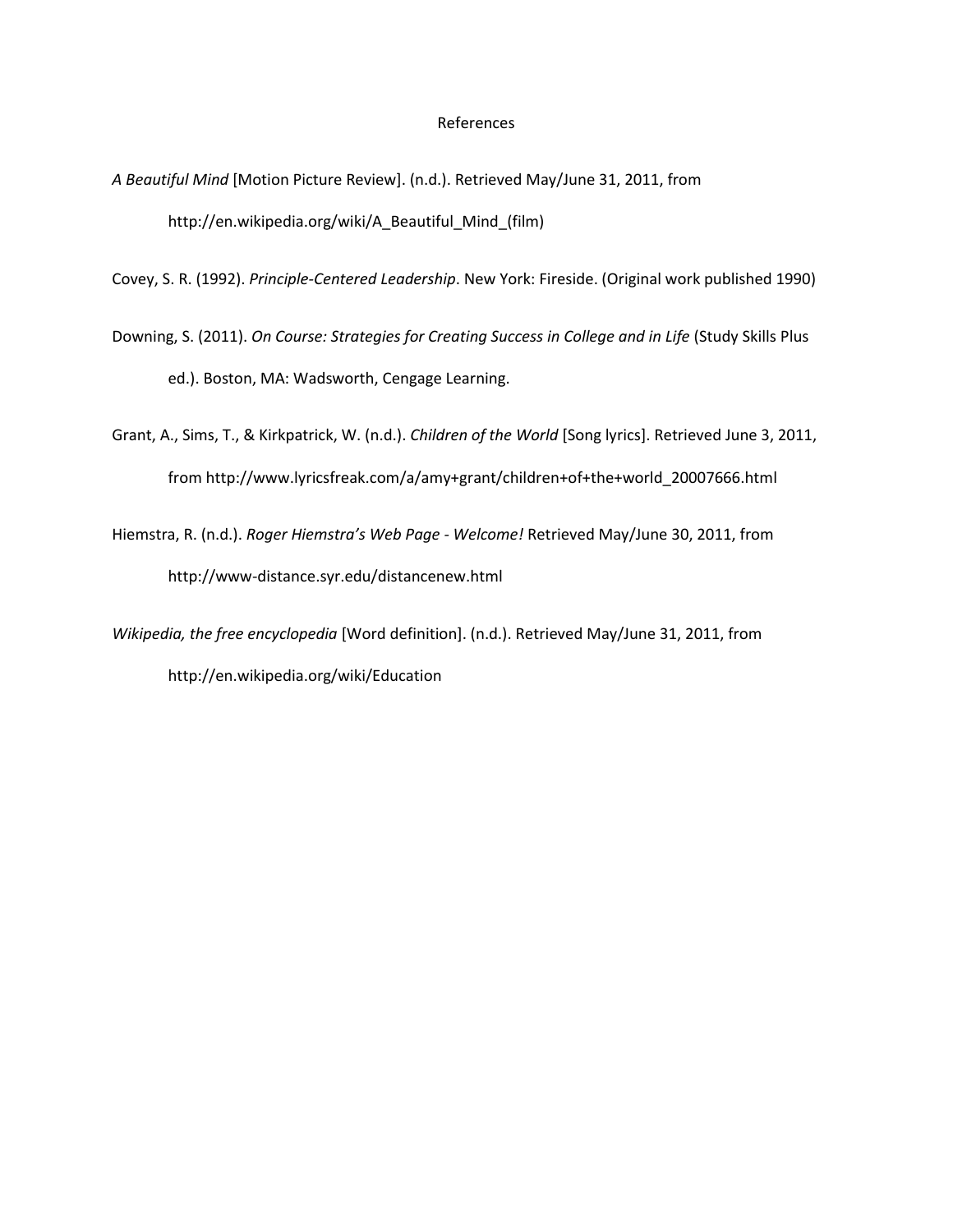# References

*A Beautiful Mind* [Motion Picture Review]. (n.d.). Retrieved May/June 31, 2011, from http://en.wikipedia.org/wiki/A_Beautiful_Mind_(film)

Covey, S. R. (1992). *Principle-Centered Leadership*. New York: Fireside. (Original work published 1990)

Downing, S. (2011). *On Course: Strategies for Creating Success in College and in Life* (Study Skills Plus ed.). Boston, MA: Wadsworth, Cengage Learning.

Grant, A., Sims, T., & Kirkpatrick, W. (n.d.). *Children of the World* [Song lyrics]. Retrieved June 3, 2011, from http://www.lyricsfreak.com/a/amy+grant/children+of+the+world_20007666.html

Hiemstra, R. (n.d.). *Roger Hiemstra's Web Page - Welcome!* Retrieved May/June 30, 2011, from http://www-distance.syr.edu/distancenew.html

*Wikipedia, the free encyclopedia* [Word definition]. (n.d.). Retrieved May/June 31, 2011, from http://en.wikipedia.org/wiki/Education